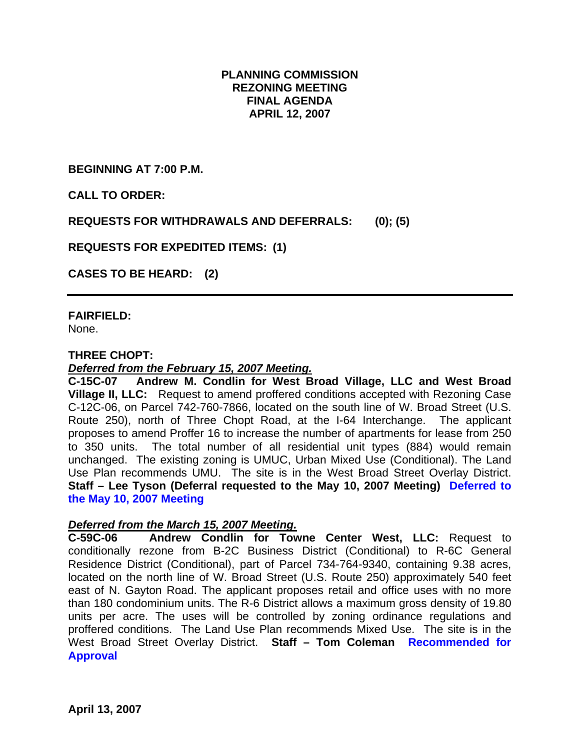# PLANNING COMMISSION
# REZONING MEETING
# FINAL AGENDA
# APRIL 12, 2007

**BEGINNING AT 7:00 P.M.**

**CALL TO ORDER:**

**REQUESTS FOR WITHDRAWALS AND DEFERRALS: (0); (5)**

**REQUESTS FOR EXPEDITED ITEMS: (1)**

**CASES TO BE HEARD: (2)**

---

**FAIRFIELD:**
None.

**THREE CHOPT:**
***Deferred from the February 15, 2007 Meeting.***
**C-15C-07 Andrew M. Condlin for West Broad Village, LLC and West Broad Village II, LLC:** Request to amend proffered conditions accepted with Rezoning Case C-12C-06, on Parcel 742-760-7866, located on the south line of W. Broad Street (U.S. Route 250), north of Three Chopt Road, at the I-64 Interchange. The applicant proposes to amend Proffer 16 to increase the number of apartments for lease from 250 to 350 units. The total number of all residential unit types (884) would remain unchanged. The existing zoning is UMUC, Urban Mixed Use (Conditional). The Land Use Plan recommends UMU. The site is in the West Broad Street Overlay District. **Staff – Lee Tyson (Deferral requested to the May 10, 2007 Meeting) Deferred to the May 10, 2007 Meeting**

***Deferred from the March 15, 2007 Meeting.***
**C-59C-06 Andrew Condlin for Towne Center West, LLC:** Request to conditionally rezone from B-2C Business District (Conditional) to R-6C General Residence District (Conditional), part of Parcel 734-764-9340, containing 9.38 acres, located on the north line of W. Broad Street (U.S. Route 250) approximately 540 feet east of N. Gayton Road. The applicant proposes retail and office uses with no more than 180 condominium units. The R-6 District allows a maximum gross density of 19.80 units per acre. The uses will be controlled by zoning ordinance regulations and proffered conditions. The Land Use Plan recommends Mixed Use. The site is in the West Broad Street Overlay District. **Staff – Tom Coleman Recommended for Approval**

**April 13, 2007**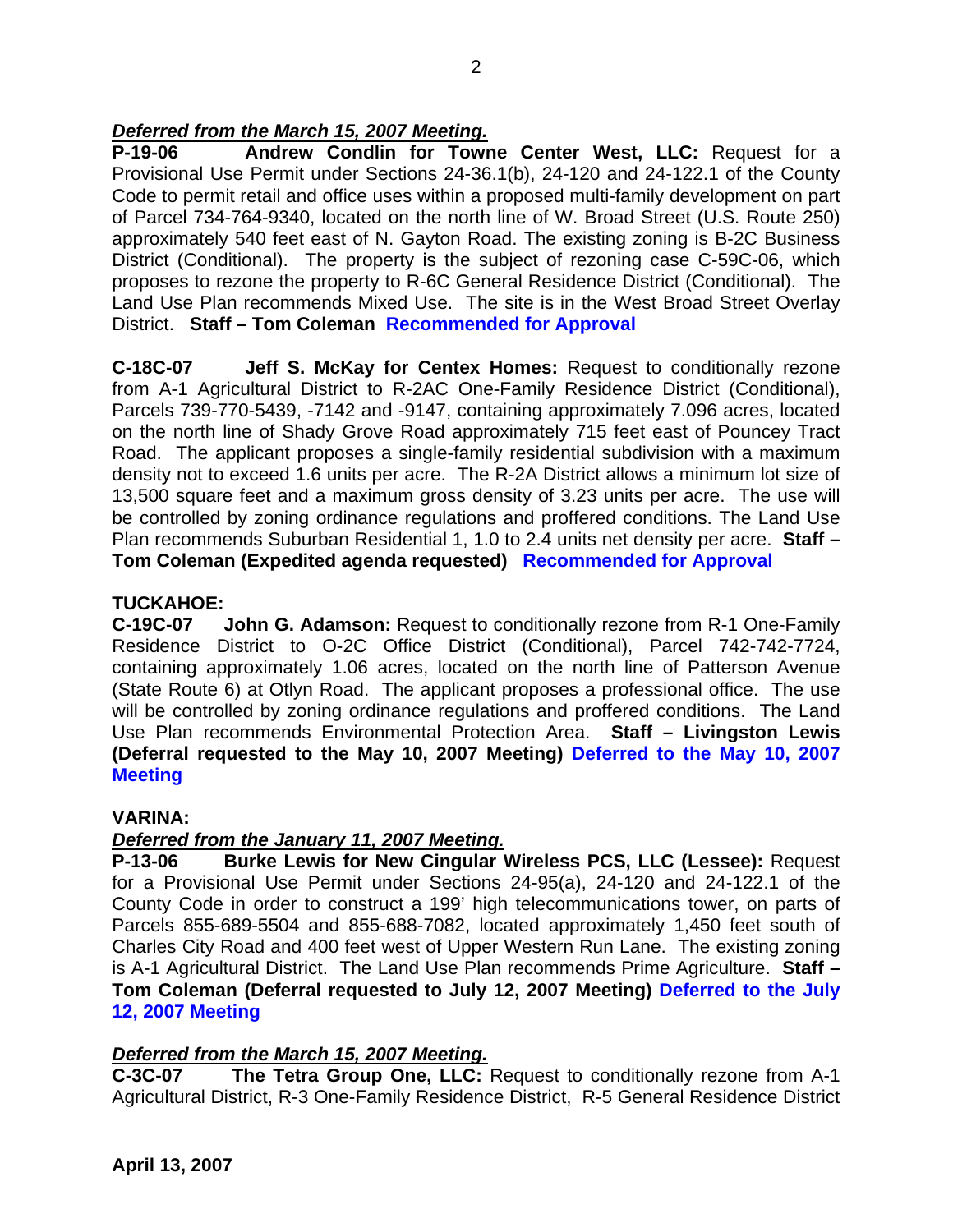***Deferred from the March 15, 2007 Meeting.***

**P-19-06 Andrew Condlin for Towne Center West, LLC:** Request for a Provisional Use Permit under Sections 24-36.1(b), 24-120 and 24-122.1 of the County Code to permit retail and office uses within a proposed multi-family development on part of Parcel 734-764-9340, located on the north line of W. Broad Street (U.S. Route 250) approximately 540 feet east of N. Gayton Road. The existing zoning is B-2C Business District (Conditional). The property is the subject of rezoning case C-59C-06, which proposes to rezone the property to R-6C General Residence District (Conditional). The Land Use Plan recommends Mixed Use. The site is in the West Broad Street Overlay District. **Staff – Tom Coleman** **Recommended for Approval**

**C-18C-07 Jeff S. McKay for Centex Homes:** Request to conditionally rezone from A-1 Agricultural District to R-2AC One-Family Residence District (Conditional), Parcels 739-770-5439, -7142 and -9147, containing approximately 7.096 acres, located on the north line of Shady Grove Road approximately 715 feet east of Pouncey Tract Road. The applicant proposes a single-family residential subdivision with a maximum density not to exceed 1.6 units per acre. The R-2A District allows a minimum lot size of 13,500 square feet and a maximum gross density of 3.23 units per acre. The use will be controlled by zoning ordinance regulations and proffered conditions. The Land Use Plan recommends Suburban Residential 1, 1.0 to 2.4 units net density per acre. **Staff – Tom Coleman (Expedited agenda requested)** **Recommended for Approval**

**TUCKAHOE:**

**C-19C-07 John G. Adamson:** Request to conditionally rezone from R-1 One-Family Residence District to O-2C Office District (Conditional), Parcel 742-742-7724, containing approximately 1.06 acres, located on the north line of Patterson Avenue (State Route 6) at Otlyn Road. The applicant proposes a professional office. The use will be controlled by zoning ordinance regulations and proffered conditions. The Land Use Plan recommends Environmental Protection Area. **Staff – Livingston Lewis (Deferral requested to the May 10, 2007 Meeting)** **Deferred to the May 10, 2007 Meeting**

**VARINA:**

***Deferred from the January 11, 2007 Meeting.***

**P-13-06 Burke Lewis for New Cingular Wireless PCS, LLC (Lessee):** Request for a Provisional Use Permit under Sections 24-95(a), 24-120 and 24-122.1 of the County Code in order to construct a 199' high telecommunications tower, on parts of Parcels 855-689-5504 and 855-688-7082, located approximately 1,450 feet south of Charles City Road and 400 feet west of Upper Western Run Lane. The existing zoning is A-1 Agricultural District. The Land Use Plan recommends Prime Agriculture. **Staff – Tom Coleman (Deferral requested to July 12, 2007 Meeting)** **Deferred to the July 12, 2007 Meeting**

***Deferred from the March 15, 2007 Meeting.***

**C-3C-07 The Tetra Group One, LLC:** Request to conditionally rezone from A-1 Agricultural District, R-3 One-Family Residence District, R-5 General Residence District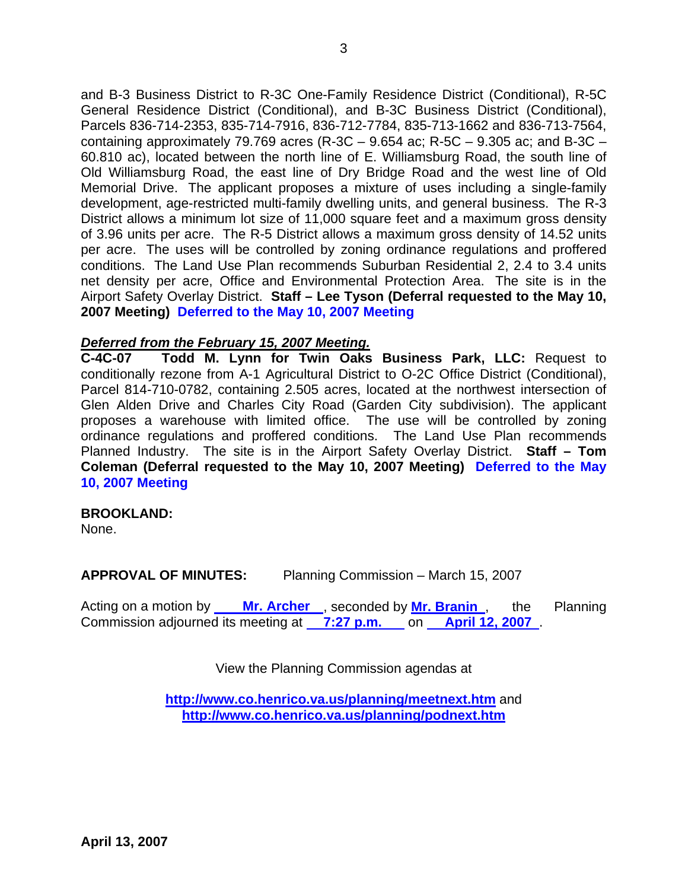and B-3 Business District to R-3C One-Family Residence District (Conditional), R-5C General Residence District (Conditional), and B-3C Business District (Conditional), Parcels 836-714-2353, 835-714-7916, 836-712-7784, 835-713-1662 and 836-713-7564, containing approximately 79.769 acres (R-3C – 9.654 ac; R-5C – 9.305 ac; and B-3C – 60.810 ac), located between the north line of E. Williamsburg Road, the south line of Old Williamsburg Road, the east line of Dry Bridge Road and the west line of Old Memorial Drive. The applicant proposes a mixture of uses including a single-family development, age-restricted multi-family dwelling units, and general business. The R-3 District allows a minimum lot size of 11,000 square feet and a maximum gross density of 3.96 units per acre. The R-5 District allows a maximum gross density of 14.52 units per acre. The uses will be controlled by zoning ordinance regulations and proffered conditions. The Land Use Plan recommends Suburban Residential 2, 2.4 to 3.4 units net density per acre, Office and Environmental Protection Area. The site is in the Airport Safety Overlay District. **Staff – Lee Tyson (Deferral requested to the May 10, 2007 Meeting)** **Deferred to the May 10, 2007 Meeting**

***Deferred from the February 15, 2007 Meeting.***

**C-4C-07 Todd M. Lynn for Twin Oaks Business Park, LLC:** Request to conditionally rezone from A-1 Agricultural District to O-2C Office District (Conditional), Parcel 814-710-0782, containing 2.505 acres, located at the northwest intersection of Glen Alden Drive and Charles City Road (Garden City subdivision). The applicant proposes a warehouse with limited office. The use will be controlled by zoning ordinance regulations and proffered conditions. The Land Use Plan recommends Planned Industry. The site is in the Airport Safety Overlay District. **Staff – Tom Coleman (Deferral requested to the May 10, 2007 Meeting)** **Deferred to the May 10, 2007 Meeting**

**BROOKLAND:**
None.

**APPROVAL OF MINUTES:** Planning Commission – March 15, 2007

Acting on a motion by **Mr. Archer**, seconded by **Mr. Branin**, the Planning Commission adjourned its meeting at **7:27 p.m.** on **April 12, 2007**.

View the Planning Commission agendas at

**http://www.co.henrico.va.us/planning/meetnext.htm** and **http://www.co.henrico.va.us/planning/podnext.htm**

**April 13, 2007**